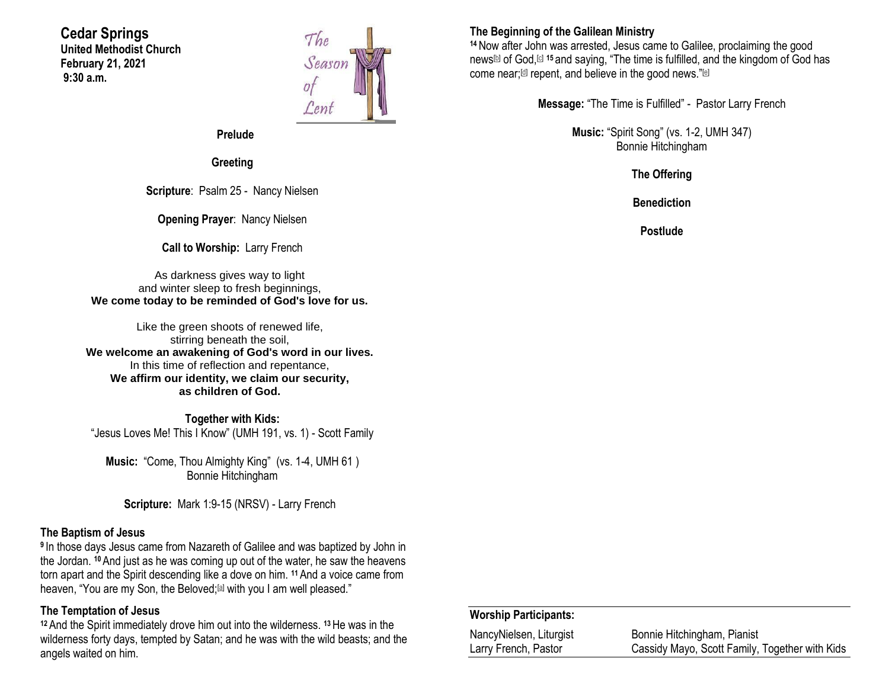# Cedar Springs

**United Methodist Church**
**February 21, 2021**
**9:30 a.m.**

The Season of Lent

**Prelude**

**Greeting**

**Scripture**: Psalm 25 - Nancy Nielsen

**Opening Prayer**: Nancy Nielsen

**Call to Worship:** Larry French

As darkness gives way to light
and winter sleep to fresh beginnings,
**We come today to be reminded of God's love for us.**

Like the green shoots of renewed life,
stirring beneath the soil,
**We welcome an awakening of God's word in our lives.**
In this time of reflection and repentance,
**We affirm our identity, we claim our security,**
**as children of God.**

**Together with Kids:**
"Jesus Loves Me! This I Know" (UMH 191, vs. 1) - Scott Family

**Music:** "Come, Thou Almighty King" (vs. 1-4, UMH 61 )
Bonnie Hitchingham

**Scripture:** Mark 1:9-15 (NRSV) - Larry French

### The Baptism of Jesus

**9** In those days Jesus came from Nazareth of Galilee and was baptized by John in the Jordan. **10** And just as he was coming up out of the water, he saw the heavens torn apart and the Spirit descending like a dove on him. **11** And a voice came from heaven, "You are my Son, the Beloved;[a] with you I am well pleased."

### The Temptation of Jesus

**12** And the Spirit immediately drove him out into the wilderness. **13** He was in the wilderness forty days, tempted by Satan; and he was with the wild beasts; and the angels waited on him.

### The Beginning of the Galilean Ministry

**14** Now after John was arrested, Jesus came to Galilee, proclaiming the good news[b] of God,[c] **15** and saying, "The time is fulfilled, and the kingdom of God has come near;[d] repent, and believe in the good news."[e]

**Message:** "The Time is Fulfilled" - Pastor Larry French

**Music:** "Spirit Song" (vs. 1-2, UMH 347)
Bonnie Hitchingham

**The Offering**

**Benediction**

**Postlude**

**Worship Participants:**

| | |
|---|---|
| NancyNielsen, Liturgist | Bonnie Hitchingham, Pianist |
| Larry French, Pastor | Cassidy Mayo, Scott Family, Together with Kids |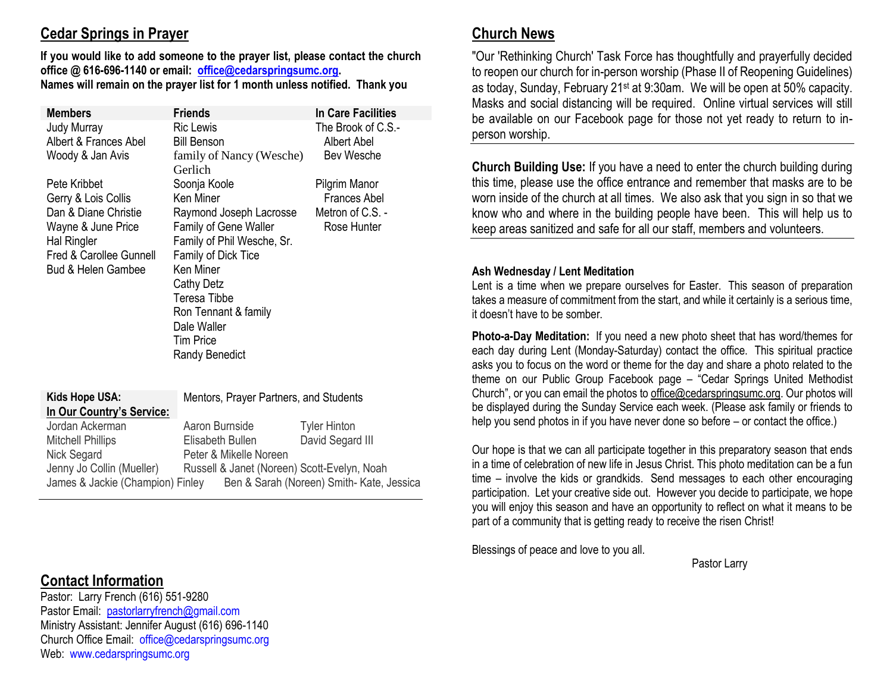## Cedar Springs in Prayer

**If you would like to add someone to the prayer list, please contact the church office @ 616-696-1140 or email: office@cedarspringsumc.org. Names will remain on the prayer list for 1 month unless notified. Thank you**

| Members | Friends | In Care Facilities |
|---|---|---|
| Judy Murray | Ric Lewis | The Brook of C.S.- |
| Albert & Frances Abel | Bill Benson | Albert Abel |
| Woody & Jan Avis | family of Nancy (Wesche) Gerlich | Bev Wesche |
| Pete Kribbet | Soonja Koole | Pilgrim Manor |
| Gerry & Lois Collis | Ken Miner | Frances Abel |
| Dan & Diane Christie | Raymond Joseph Lacrosse | Metron of C.S. - |
| Wayne & June Price | Family of Gene Waller | Rose Hunter |
| Hal Ringler | Family of Phil Wesche, Sr. | |
| Fred & Carollee Gunnell | Family of Dick Tice | |
| Bud & Helen Gambee | Ken Miner | |
| | Cathy Detz | |
| | Teresa Tibbe | |
| | Ron Tennant & family | |
| | Dale Waller | |
| | Tim Price | |
| | Randy Benedict | |

**Kids Hope USA:** Mentors, Prayer Partners, and Students

**In Our Country's Service:**

| | | |
|---|---|---|
| Jordan Ackerman | Aaron Burnside | Tyler Hinton |
| Mitchell Phillips | Elisabeth Bullen | David Segard III |
| Nick Segard | Peter & Mikelle Noreen | |
| Jenny Jo Collin (Mueller) | Russell & Janet (Noreen) Scott-Evelyn, Noah | |
| James & Jackie (Champion) Finley | Ben & Sarah (Noreen) Smith- Kate, Jessica | |

## Contact Information

Pastor: Larry French (616) 551-9280
Pastor Email: pastorlarryfrench@gmail.com
Ministry Assistant: Jennifer August (616) 696-1140
Church Office Email: office@cedarspringsumc.org
Web: www.cedarspringsumc.org

## Church News

"Our 'Rethinking Church' Task Force has thoughtfully and prayerfully decided to reopen our church for in-person worship (Phase II of Reopening Guidelines) as today, Sunday, February 21st at 9:30am. We will be open at 50% capacity. Masks and social distancing will be required. Online virtual services will still be available on our Facebook page for those not yet ready to return to in-person worship.

**Church Building Use:** If you have a need to enter the church building during this time, please use the office entrance and remember that masks are to be worn inside of the church at all times. We also ask that you sign in so that we know who and where in the building people have been. This will help us to keep areas sanitized and safe for all our staff, members and volunteers.

**Ash Wednesday / Lent Meditation**

Lent is a time when we prepare ourselves for Easter. This season of preparation takes a measure of commitment from the start, and while it certainly is a serious time, it doesn't have to be somber.

**Photo-a-Day Meditation:** If you need a new photo sheet that has word/themes for each day during Lent (Monday-Saturday) contact the office. This spiritual practice asks you to focus on the word or theme for the day and share a photo related to the theme on our Public Group Facebook page – "Cedar Springs United Methodist Church", or you can email the photos to office@cedarspringsumc.org. Our photos will be displayed during the Sunday Service each week. (Please ask family or friends to help you send photos in if you have never done so before – or contact the office.)

Our hope is that we can all participate together in this preparatory season that ends in a time of celebration of new life in Jesus Christ. This photo meditation can be a fun time – involve the kids or grandkids. Send messages to each other encouraging participation. Let your creative side out. However you decide to participate, we hope you will enjoy this season and have an opportunity to reflect on what it means to be part of a community that is getting ready to receive the risen Christ!

Blessings of peace and love to you all.

Pastor Larry